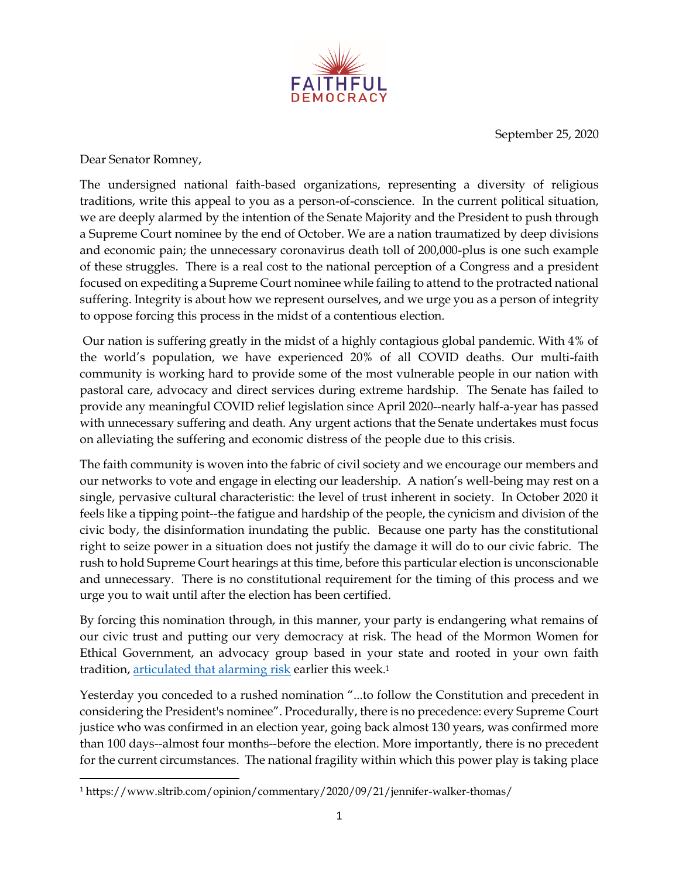FAITHFUL DEMOCRACY

September 25, 2020

Dear Senator Romney,

The undersigned national faith-based organizations, representing a diversity of religious traditions, write this appeal to you as a person-of-conscience. In the current political situation, we are deeply alarmed by the intention of the Senate Majority and the President to push through a Supreme Court nominee by the end of October. We are a nation traumatized by deep divisions and economic pain; the unnecessary coronavirus death toll of 200,000-plus is one such example of these struggles. There is a real cost to the national perception of a Congress and a president focused on expediting a Supreme Court nominee while failing to attend to the protracted national suffering. Integrity is about how we represent ourselves, and we urge you as a person of integrity to oppose forcing this process in the midst of a contentious election.

Our nation is suffering greatly in the midst of a highly contagious global pandemic. With 4% of the world's population, we have experienced 20% of all COVID deaths. Our multi-faith community is working hard to provide some of the most vulnerable people in our nation with pastoral care, advocacy and direct services during extreme hardship. The Senate has failed to provide any meaningful COVID relief legislation since April 2020--nearly half-a-year has passed with unnecessary suffering and death. Any urgent actions that the Senate undertakes must focus on alleviating the suffering and economic distress of the people due to this crisis.

The faith community is woven into the fabric of civil society and we encourage our members and our networks to vote and engage in electing our leadership. A nation's well-being may rest on a single, pervasive cultural characteristic: the level of trust inherent in society. In October 2020 it feels like a tipping point--the fatigue and hardship of the people, the cynicism and division of the civic body, the disinformation inundating the public. Because one party has the constitutional right to seize power in a situation does not justify the damage it will do to our civic fabric. The rush to hold Supreme Court hearings at this time, before this particular election is unconscionable and unnecessary. There is no constitutional requirement for the timing of this process and we urge you to wait until after the election has been certified.

By forcing this nomination through, in this manner, your party is endangering what remains of our civic trust and putting our very democracy at risk. The head of the Mormon Women for Ethical Government, an advocacy group based in your state and rooted in your own faith tradition, [articulated that alarming risk](https://www.sltrib.com/opinion/commentary/2020/09/21/jennifer-walker-thomas/) earlier this week.[1]

Yesterday you conceded to a rushed nomination "...to follow the Constitution and precedent in considering the President's nominee". Procedurally, there is no precedence: every Supreme Court justice who was confirmed in an election year, going back almost 130 years, was confirmed more than 100 days--almost four months--before the election. More importantly, there is no precedent for the current circumstances. The national fragility within which this power play is taking place

[1] https://www.sltrib.com/opinion/commentary/2020/09/21/jennifer-walker-thomas/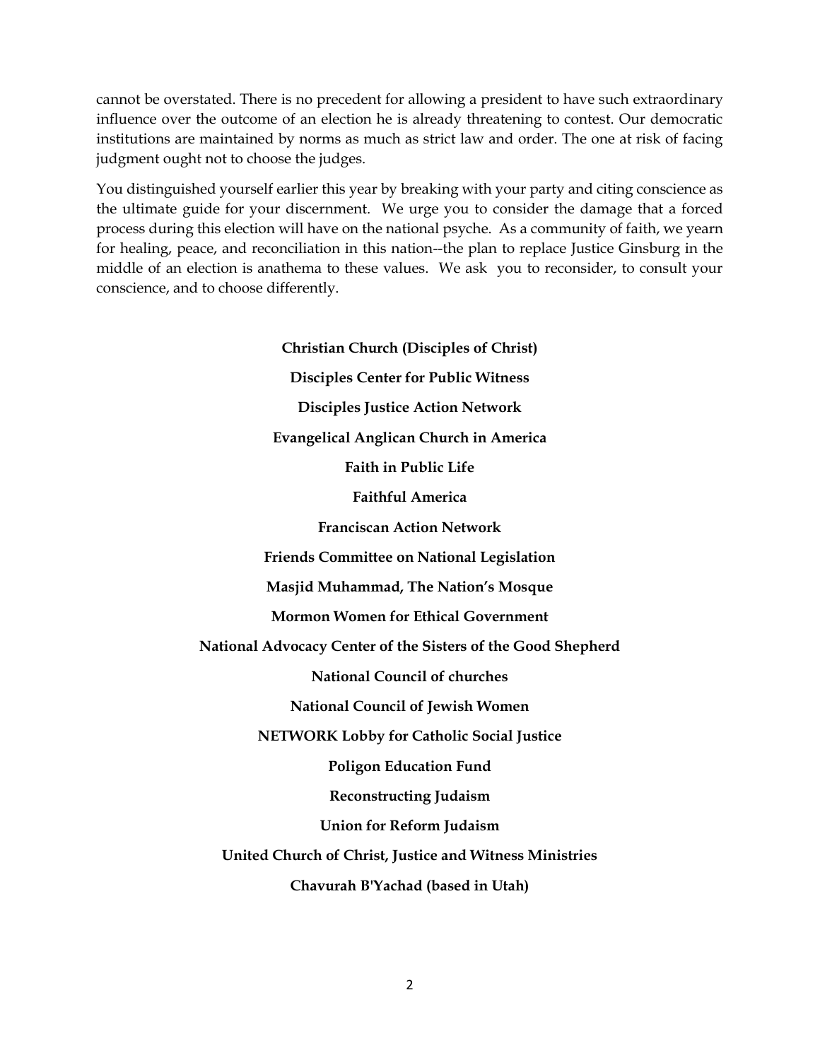cannot be overstated. There is no precedent for allowing a president to have such extraordinary influence over the outcome of an election he is already threatening to contest. Our democratic institutions are maintained by norms as much as strict law and order. The one at risk of facing judgment ought not to choose the judges.

You distinguished yourself earlier this year by breaking with your party and citing conscience as the ultimate guide for your discernment. We urge you to consider the damage that a forced process during this election will have on the national psyche. As a community of faith, we yearn for healing, peace, and reconciliation in this nation--the plan to replace Justice Ginsburg in the middle of an election is anathema to these values. We ask you to reconsider, to consult your conscience, and to choose differently.

**Christian Church (Disciples of Christ)**

**Disciples Center for Public Witness**

**Disciples Justice Action Network**

**Evangelical Anglican Church in America**

**Faith in Public Life**

**Faithful America**

**Franciscan Action Network**

**Friends Committee on National Legislation**

**Masjid Muhammad, The Nation's Mosque**

**Mormon Women for Ethical Government**

**National Advocacy Center of the Sisters of the Good Shepherd**

**National Council of churches**

**National Council of Jewish Women**

**NETWORK Lobby for Catholic Social Justice**

**Poligon Education Fund**

**Reconstructing Judaism**

**Union for Reform Judaism**

**United Church of Christ, Justice and Witness Ministries**

**Chavurah B'Yachad (based in Utah)**